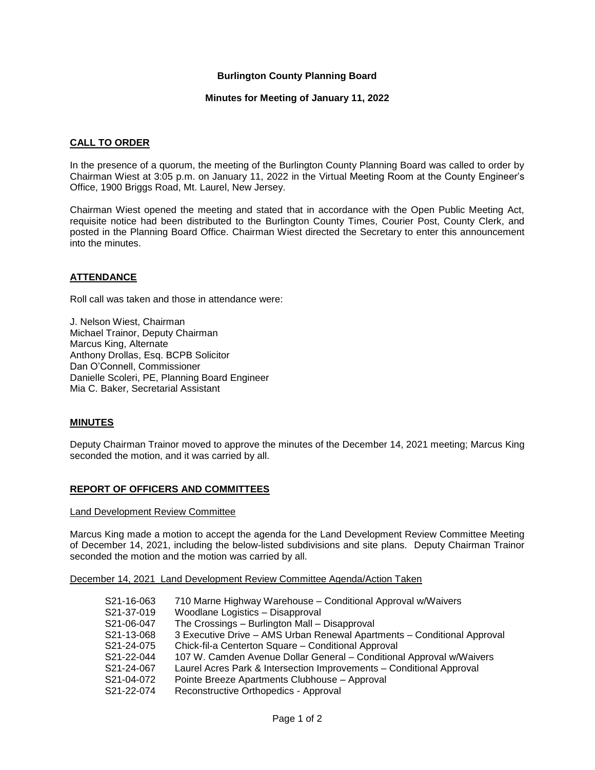# Burlington County Planning Board

## Minutes for Meeting of January 11, 2022

### CALL TO ORDER

In the presence of a quorum, the meeting of the Burlington County Planning Board was called to order by Chairman Wiest at 3:05 p.m. on January 11, 2022 in the Virtual Meeting Room at the County Engineer's Office, 1900 Briggs Road, Mt. Laurel, New Jersey.

Chairman Wiest opened the meeting and stated that in accordance with the Open Public Meeting Act, requisite notice had been distributed to the Burlington County Times, Courier Post, County Clerk, and posted in the Planning Board Office. Chairman Wiest directed the Secretary to enter this announcement into the minutes.

### ATTENDANCE

Roll call was taken and those in attendance were:

J. Nelson Wiest, Chairman
Michael Trainor, Deputy Chairman
Marcus King, Alternate
Anthony Drollas, Esq. BCPB Solicitor
Dan O'Connell, Commissioner
Danielle Scoleri, PE, Planning Board Engineer
Mia C. Baker, Secretarial Assistant

### MINUTES

Deputy Chairman Trainor moved to approve the minutes of the December 14, 2021 meeting; Marcus King seconded the motion, and it was carried by all.

### REPORT OF OFFICERS AND COMMITTEES

Land Development Review Committee

Marcus King made a motion to accept the agenda for the Land Development Review Committee Meeting of December 14, 2021, including the below-listed subdivisions and site plans. Deputy Chairman Trainor seconded the motion and the motion was carried by all.

December 14, 2021 Land Development Review Committee Agenda/Action Taken

| | |
|---|---|
| S21-16-063 | 710 Marne Highway Warehouse – Conditional Approval w/Waivers |
| S21-37-019 | Woodlane Logistics – Disapproval |
| S21-06-047 | The Crossings – Burlington Mall – Disapproval |
| S21-13-068 | 3 Executive Drive – AMS Urban Renewal Apartments – Conditional Approval |
| S21-24-075 | Chick-fil-a Centerton Square – Conditional Approval |
| S21-22-044 | 107 W. Camden Avenue Dollar General – Conditional Approval w/Waivers |
| S21-24-067 | Laurel Acres Park & Intersection Improvements – Conditional Approval |
| S21-04-072 | Pointe Breeze Apartments Clubhouse – Approval |
| S21-22-074 | Reconstructive Orthopedics - Approval |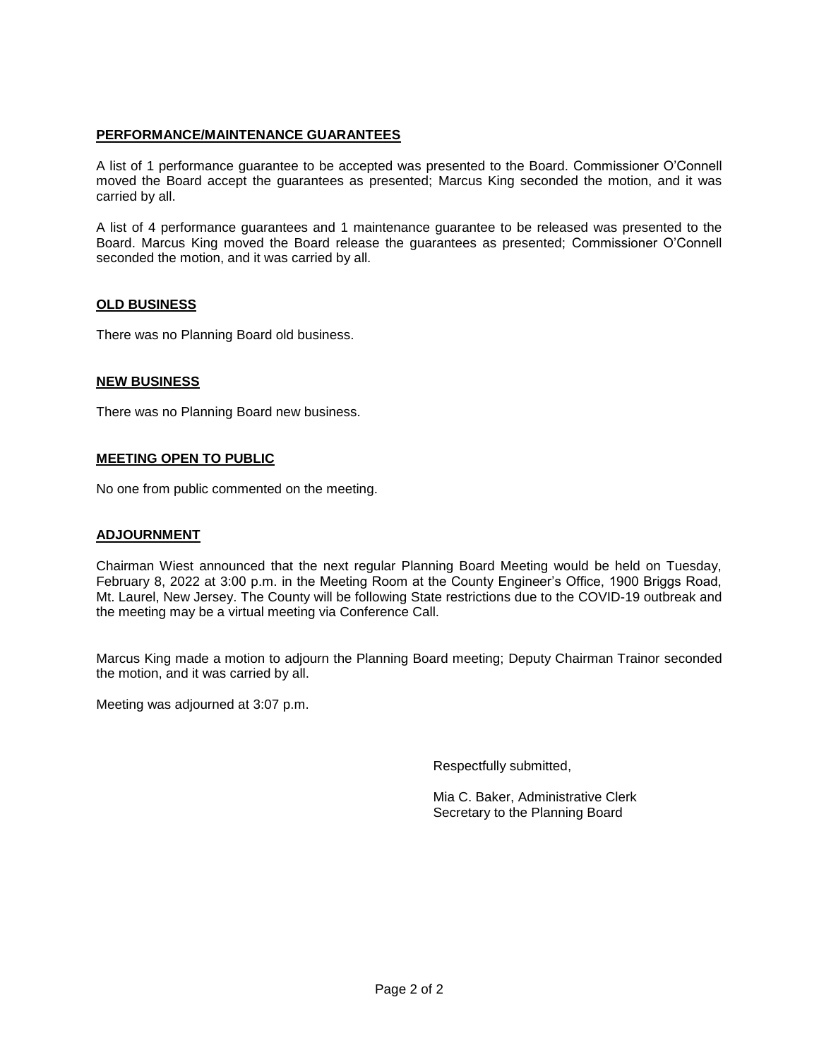**PERFORMANCE/MAINTENANCE GUARANTEES**

A list of 1 performance guarantee to be accepted was presented to the Board. Commissioner O'Connell moved the Board accept the guarantees as presented; Marcus King seconded the motion, and it was carried by all.

A list of 4 performance guarantees and 1 maintenance guarantee to be released was presented to the Board. Marcus King moved the Board release the guarantees as presented; Commissioner O'Connell seconded the motion, and it was carried by all.

**OLD BUSINESS**

There was no Planning Board old business.

**NEW BUSINESS**

There was no Planning Board new business.

**MEETING OPEN TO PUBLIC**

No one from public commented on the meeting.

**ADJOURNMENT**

Chairman Wiest announced that the next regular Planning Board Meeting would be held on Tuesday, February 8, 2022 at 3:00 p.m. in the Meeting Room at the County Engineer's Office, 1900 Briggs Road, Mt. Laurel, New Jersey. The County will be following State restrictions due to the COVID-19 outbreak and the meeting may be a virtual meeting via Conference Call.

Marcus King made a motion to adjourn the Planning Board meeting; Deputy Chairman Trainor seconded the motion, and it was carried by all.

Meeting was adjourned at 3:07 p.m.

Respectfully submitted,

Mia C. Baker, Administrative Clerk
Secretary to the Planning Board